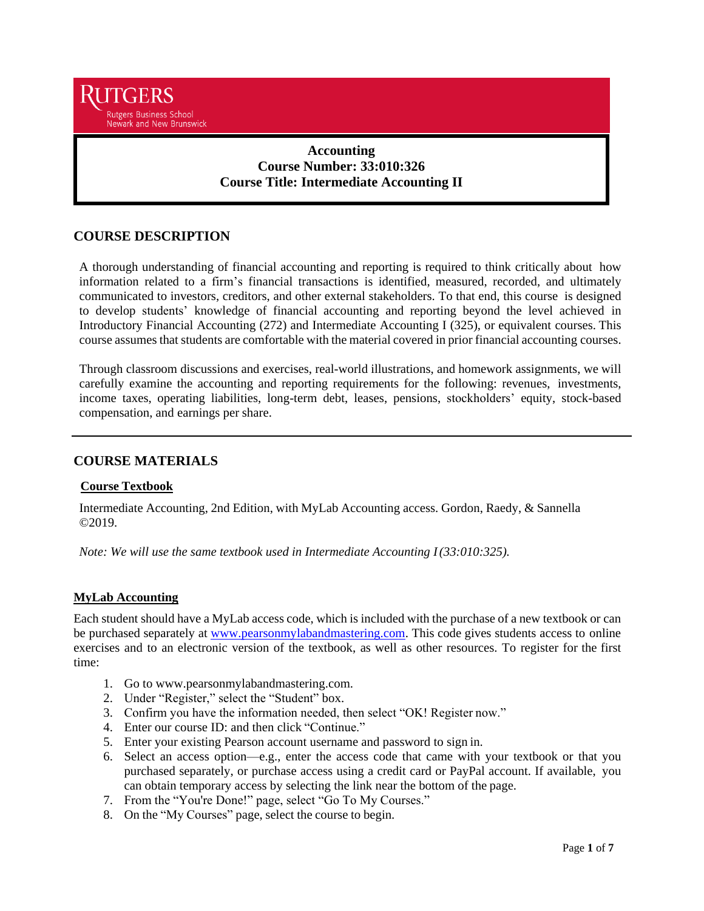RUTGERS

Rutgers Business School
Newark and New Brunswick

**Accounting**
**Course Number: 33:010:326**
**Course Title: Intermediate Accounting II**

## COURSE DESCRIPTION

A thorough understanding of financial accounting and reporting is required to think critically about how information related to a firm's financial transactions is identified, measured, recorded, and ultimately communicated to investors, creditors, and other external stakeholders. To that end, this course is designed to develop students' knowledge of financial accounting and reporting beyond the level achieved in Introductory Financial Accounting (272) and Intermediate Accounting I (325), or equivalent courses. This course assumes that students are comfortable with the material covered in prior financial accounting courses.

Through classroom discussions and exercises, real-world illustrations, and homework assignments, we will carefully examine the accounting and reporting requirements for the following: revenues, investments, income taxes, operating liabilities, long-term debt, leases, pensions, stockholders' equity, stock-based compensation, and earnings per share.

---

## COURSE MATERIALS

### Course Textbook

Intermediate Accounting, 2nd Edition, with MyLab Accounting access. Gordon, Raedy, & Sannella ©2019.

*Note: We will use the same textbook used in Intermediate Accounting I (33:010:325).*

### MyLab Accounting

Each student should have a MyLab access code, which is included with the purchase of a new textbook or can be purchased separately at [www.pearsonmylabandmastering.com](http://www.pearsonmylabandmastering.com). This code gives students access to online exercises and to an electronic version of the textbook, as well as other resources. To register for the first time:

1. Go to www.pearsonmylabandmastering.com.
2. Under "Register," select the "Student" box.
3. Confirm you have the information needed, then select "OK! Register now."
4. Enter our course ID: and then click "Continue."
5. Enter your existing Pearson account username and password to sign in.
6. Select an access option—e.g., enter the access code that came with your textbook or that you purchased separately, or purchase access using a credit card or PayPal account. If available, you can obtain temporary access by selecting the link near the bottom of the page.
7. From the "You're Done!" page, select "Go To My Courses."
8. On the "My Courses" page, select the course to begin.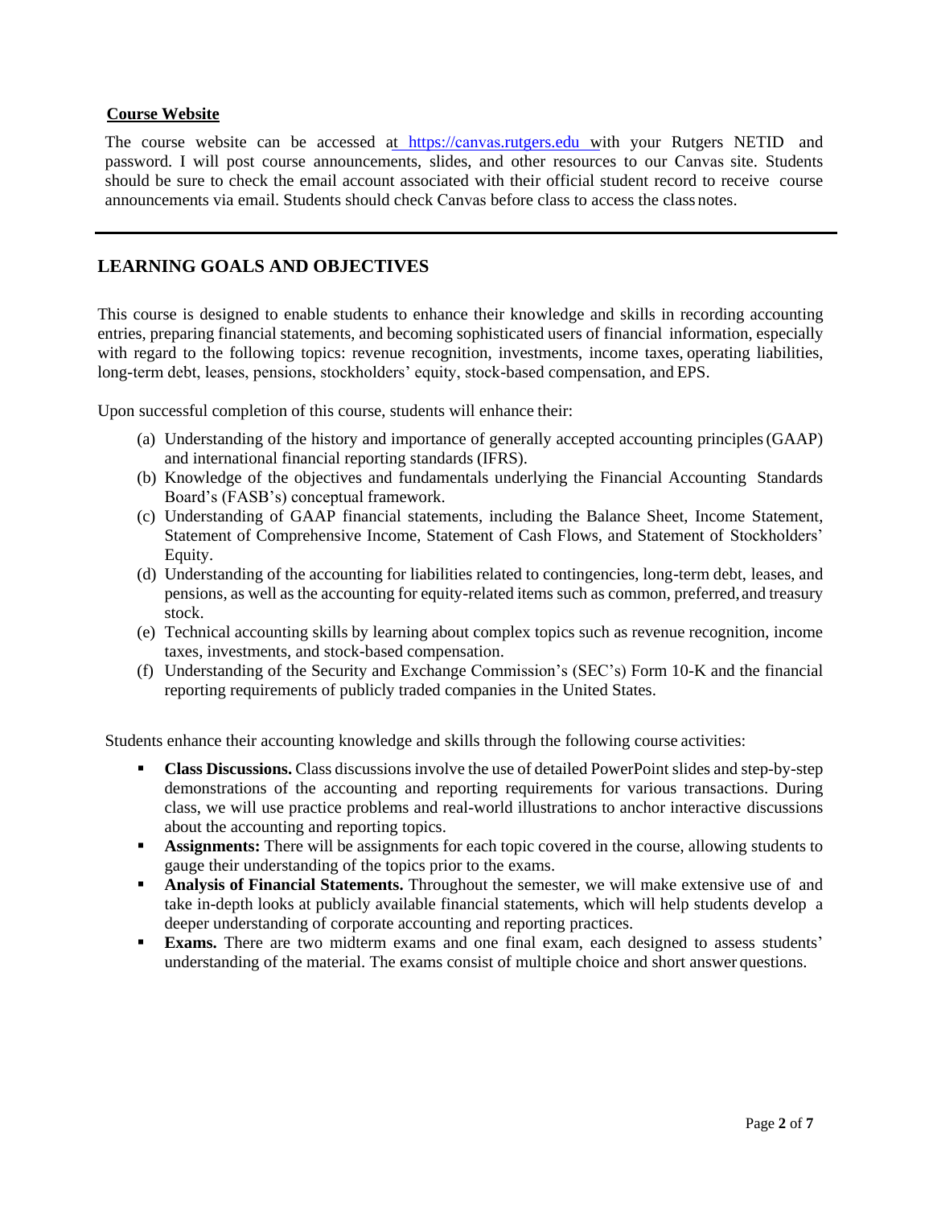### Course Website

The course website can be accessed at https://canvas.rutgers.edu with your Rutgers NETID and password. I will post course announcements, slides, and other resources to our Canvas site. Students should be sure to check the email account associated with their official student record to receive course announcements via email. Students should check Canvas before class to access the class notes.

---

## LEARNING GOALS AND OBJECTIVES

This course is designed to enable students to enhance their knowledge and skills in recording accounting entries, preparing financial statements, and becoming sophisticated users of financial information, especially with regard to the following topics: revenue recognition, investments, income taxes, operating liabilities, long-term debt, leases, pensions, stockholders' equity, stock-based compensation, and EPS.

Upon successful completion of this course, students will enhance their:

(a) Understanding of the history and importance of generally accepted accounting principles (GAAP) and international financial reporting standards (IFRS).
(b) Knowledge of the objectives and fundamentals underlying the Financial Accounting Standards Board's (FASB's) conceptual framework.
(c) Understanding of GAAP financial statements, including the Balance Sheet, Income Statement, Statement of Comprehensive Income, Statement of Cash Flows, and Statement of Stockholders' Equity.
(d) Understanding of the accounting for liabilities related to contingencies, long-term debt, leases, and pensions, as well as the accounting for equity-related items such as common, preferred, and treasury stock.
(e) Technical accounting skills by learning about complex topics such as revenue recognition, income taxes, investments, and stock-based compensation.
(f) Understanding of the Security and Exchange Commission's (SEC's) Form 10-K and the financial reporting requirements of publicly traded companies in the United States.

Students enhance their accounting knowledge and skills through the following course activities:

- **Class Discussions.** Class discussions involve the use of detailed PowerPoint slides and step-by-step demonstrations of the accounting and reporting requirements for various transactions. During class, we will use practice problems and real-world illustrations to anchor interactive discussions about the accounting and reporting topics.
- **Assignments:** There will be assignments for each topic covered in the course, allowing students to gauge their understanding of the topics prior to the exams.
- **Analysis of Financial Statements.** Throughout the semester, we will make extensive use of and take in-depth looks at publicly available financial statements, which will help students develop a deeper understanding of corporate accounting and reporting practices.
- **Exams.** There are two midterm exams and one final exam, each designed to assess students' understanding of the material. The exams consist of multiple choice and short answer questions.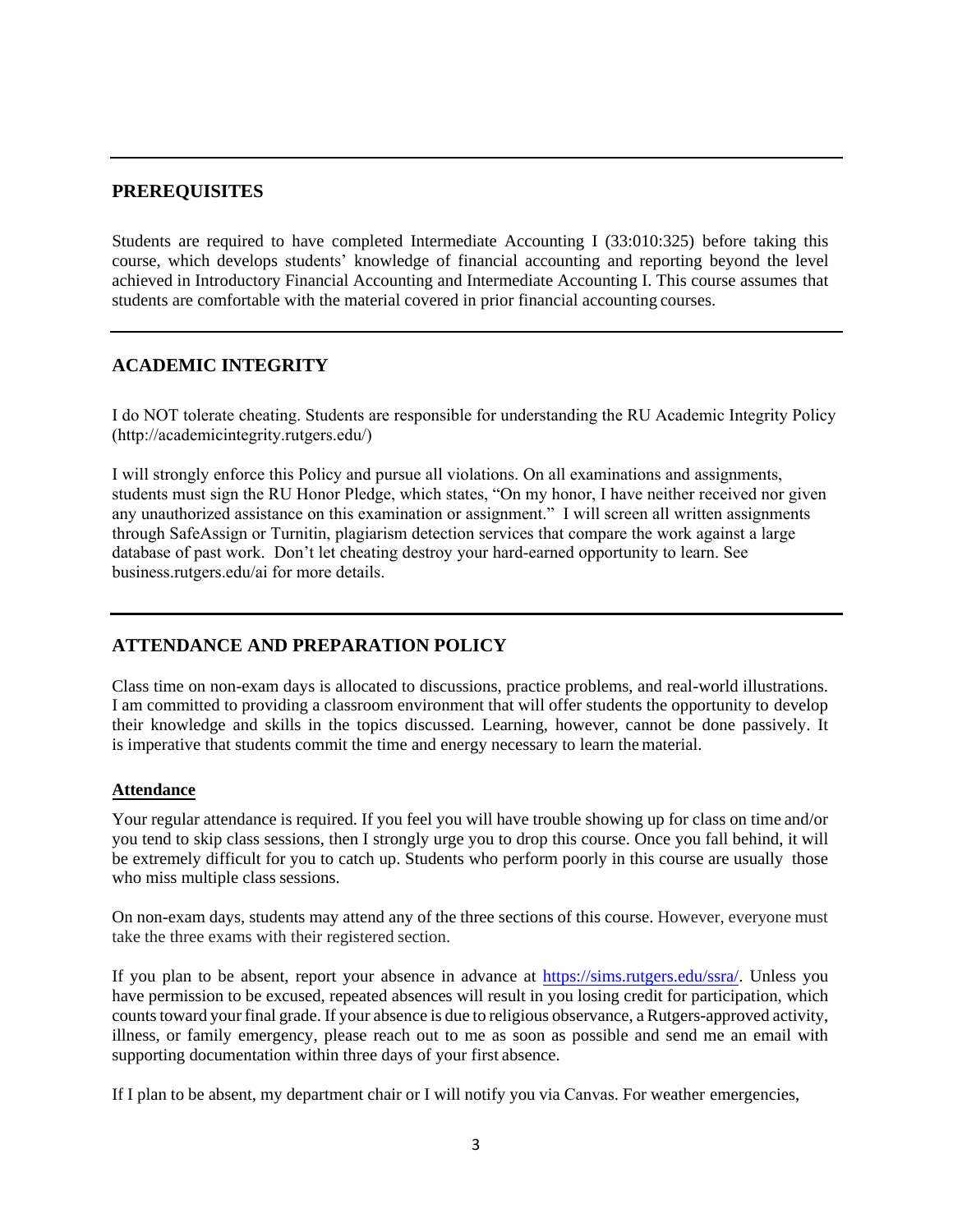## PREREQUISITES

Students are required to have completed Intermediate Accounting I (33:010:325) before taking this course, which develops students' knowledge of financial accounting and reporting beyond the level achieved in Introductory Financial Accounting and Intermediate Accounting I. This course assumes that students are comfortable with the material covered in prior financial accounting courses.

## ACADEMIC INTEGRITY

I do NOT tolerate cheating. Students are responsible for understanding the RU Academic Integrity Policy (http://academicintegrity.rutgers.edu/)

I will strongly enforce this Policy and pursue all violations. On all examinations and assignments, students must sign the RU Honor Pledge, which states, "On my honor, I have neither received nor given any unauthorized assistance on this examination or assignment." I will screen all written assignments through SafeAssign or Turnitin, plagiarism detection services that compare the work against a large database of past work. Don't let cheating destroy your hard-earned opportunity to learn. See business.rutgers.edu/ai for more details.

## ATTENDANCE AND PREPARATION POLICY

Class time on non-exam days is allocated to discussions, practice problems, and real-world illustrations. I am committed to providing a classroom environment that will offer students the opportunity to develop their knowledge and skills in the topics discussed. Learning, however, cannot be done passively. It is imperative that students commit the time and energy necessary to learn the material.

### Attendance

Your regular attendance is required. If you feel you will have trouble showing up for class on time and/or you tend to skip class sessions, then I strongly urge you to drop this course. Once you fall behind, it will be extremely difficult for you to catch up. Students who perform poorly in this course are usually those who miss multiple class sessions.

On non-exam days, students may attend any of the three sections of this course. However, everyone must take the three exams with their registered section.

If you plan to be absent, report your absence in advance at [https://sims.rutgers.edu/ssra/](https://sims.rutgers.edu/ssra/). Unless you have permission to be excused, repeated absences will result in you losing credit for participation, which counts toward your final grade. If your absence is due to religious observance, a Rutgers-approved activity, illness, or family emergency, please reach out to me as soon as possible and send me an email with supporting documentation within three days of your first absence.

If I plan to be absent, my department chair or I will notify you via Canvas. For weather emergencies,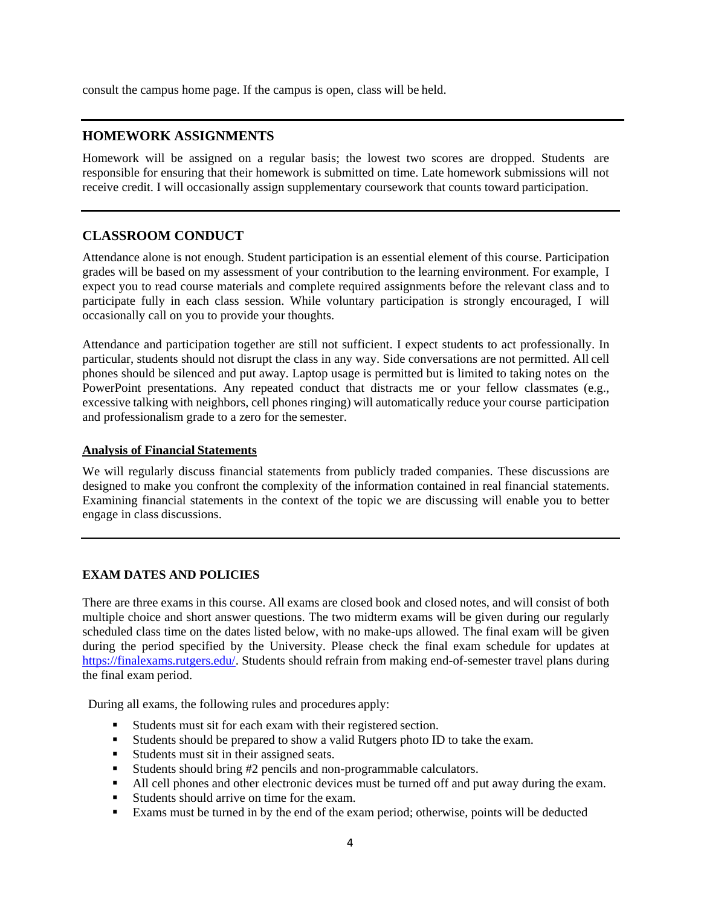consult the campus home page. If the campus is open, class will be held.

## HOMEWORK ASSIGNMENTS

Homework will be assigned on a regular basis; the lowest two scores are dropped. Students are responsible for ensuring that their homework is submitted on time. Late homework submissions will not receive credit. I will occasionally assign supplementary coursework that counts toward participation.

## CLASSROOM CONDUCT

Attendance alone is not enough. Student participation is an essential element of this course. Participation grades will be based on my assessment of your contribution to the learning environment. For example, I expect you to read course materials and complete required assignments before the relevant class and to participate fully in each class session. While voluntary participation is strongly encouraged, I will occasionally call on you to provide your thoughts.

Attendance and participation together are still not sufficient. I expect students to act professionally. In particular, students should not disrupt the class in any way. Side conversations are not permitted. All cell phones should be silenced and put away. Laptop usage is permitted but is limited to taking notes on the PowerPoint presentations. Any repeated conduct that distracts me or your fellow classmates (e.g., excessive talking with neighbors, cell phones ringing) will automatically reduce your course participation and professionalism grade to a zero for the semester.

### Analysis of Financial Statements

We will regularly discuss financial statements from publicly traded companies. These discussions are designed to make you confront the complexity of the information contained in real financial statements. Examining financial statements in the context of the topic we are discussing will enable you to better engage in class discussions.

## EXAM DATES AND POLICIES

There are three exams in this course. All exams are closed book and closed notes, and will consist of both multiple choice and short answer questions. The two midterm exams will be given during our regularly scheduled class time on the dates listed below, with no make-ups allowed. The final exam will be given during the period specified by the University. Please check the final exam schedule for updates at https://finalexams.rutgers.edu/. Students should refrain from making end-of-semester travel plans during the final exam period.

During all exams, the following rules and procedures apply:

- Students must sit for each exam with their registered section.
- Students should be prepared to show a valid Rutgers photo ID to take the exam.
- Students must sit in their assigned seats.
- Students should bring #2 pencils and non-programmable calculators.
- All cell phones and other electronic devices must be turned off and put away during the exam.
- Students should arrive on time for the exam.
- Exams must be turned in by the end of the exam period; otherwise, points will be deducted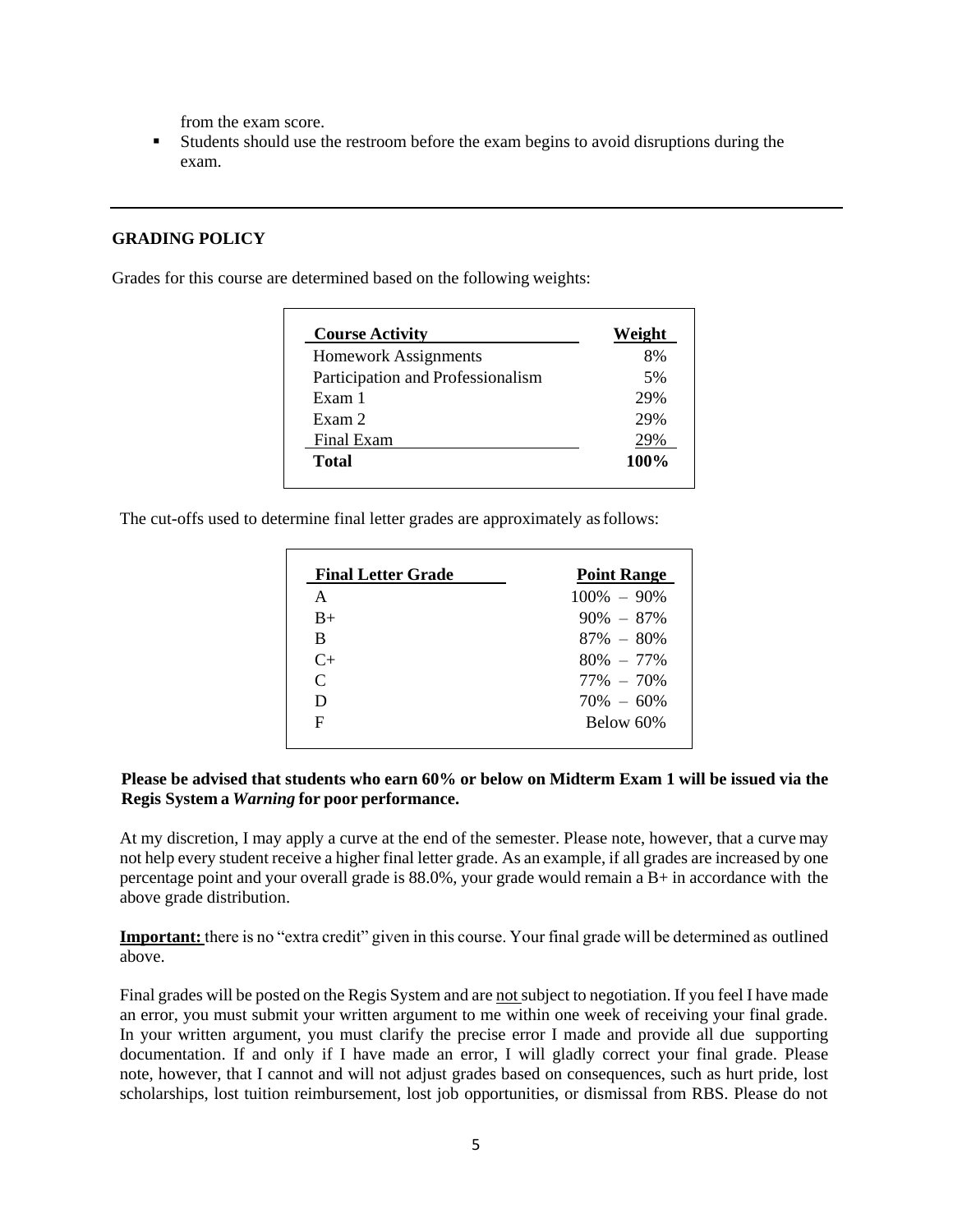from the exam score.

- Students should use the restroom before the exam begins to avoid disruptions during the exam.

---

## GRADING POLICY

Grades for this course are determined based on the following weights:

| Course Activity | Weight |
|---|---|
| Homework Assignments | 8% |
| Participation and Professionalism | 5% |
| Exam 1 | 29% |
| Exam 2 | 29% |
| Final Exam | 29% |
| **Total** | **100%** |

The cut-offs used to determine final letter grades are approximately as follows:

| Final Letter Grade | Point Range |
|---|---|
| A | 100% – 90% |
| B+ | 90% – 87% |
| B | 87% – 80% |
| C+ | 80% – 77% |
| C | 77% – 70% |
| D | 70% – 60% |
| F | Below 60% |

**Please be advised that students who earn 60% or below on Midterm Exam 1 will be issued via the Regis System a *Warning* for poor performance.**

At my discretion, I may apply a curve at the end of the semester. Please note, however, that a curve may not help every student receive a higher final letter grade. As an example, if all grades are increased by one percentage point and your overall grade is 88.0%, your grade would remain a B+ in accordance with the above grade distribution.

**Important:** there is no "extra credit" given in this course. Your final grade will be determined as outlined above.

Final grades will be posted on the Regis System and are not subject to negotiation. If you feel I have made an error, you must submit your written argument to me within one week of receiving your final grade. In your written argument, you must clarify the precise error I made and provide all due supporting documentation. If and only if I have made an error, I will gladly correct your final grade. Please note, however, that I cannot and will not adjust grades based on consequences, such as hurt pride, lost scholarships, lost tuition reimbursement, lost job opportunities, or dismissal from RBS. Please do not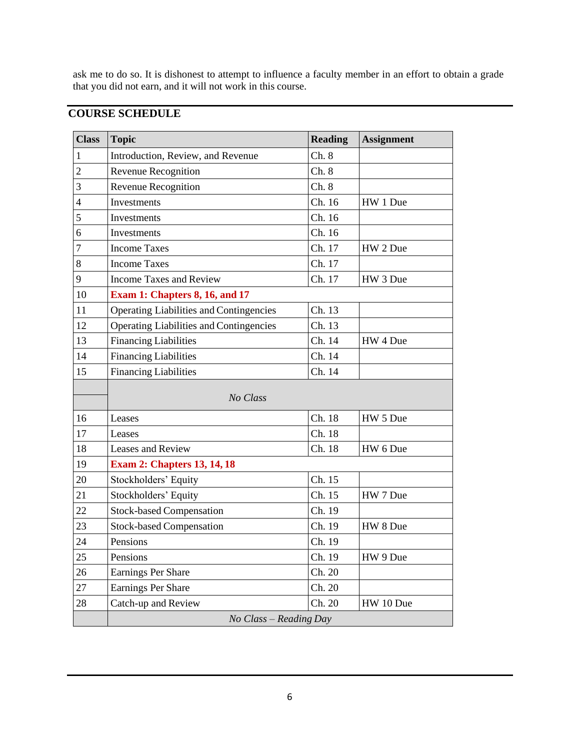ask me to do so. It is dishonest to attempt to influence a faculty member in an effort to obtain a grade that you did not earn, and it will not work in this course.

## COURSE SCHEDULE

| Class | Topic | Reading | Assignment |
|---|---|---|---|
| 1 | Introduction, Review, and Revenue | Ch. 8 | |
| 2 | Revenue Recognition | Ch. 8 | |
| 3 | Revenue Recognition | Ch. 8 | |
| 4 | Investments | Ch. 16 | HW 1 Due |
| 5 | Investments | Ch. 16 | |
| 6 | Investments | Ch. 16 | |
| 7 | Income Taxes | Ch. 17 | HW 2 Due |
| 8 | Income Taxes | Ch. 17 | |
| 9 | Income Taxes and Review | Ch. 17 | HW 3 Due |
| 10 | **Exam 1: Chapters 8, 16, and 17** | | |
| 11 | Operating Liabilities and Contingencies | Ch. 13 | |
| 12 | Operating Liabilities and Contingencies | Ch. 13 | |
| 13 | Financing Liabilities | Ch. 14 | HW 4 Due |
| 14 | Financing Liabilities | Ch. 14 | |
| 15 | Financing Liabilities | Ch. 14 | |
| | *No Class* | | |
| 16 | Leases | Ch. 18 | HW 5 Due |
| 17 | Leases | Ch. 18 | |
| 18 | Leases and Review | Ch. 18 | HW 6 Due |
| 19 | **Exam 2: Chapters 13, 14, 18** | | |
| 20 | Stockholders' Equity | Ch. 15 | |
| 21 | Stockholders' Equity | Ch. 15 | HW 7 Due |
| 22 | Stock-based Compensation | Ch. 19 | |
| 23 | Stock-based Compensation | Ch. 19 | HW 8 Due |
| 24 | Pensions | Ch. 19 | |
| 25 | Pensions | Ch. 19 | HW 9 Due |
| 26 | Earnings Per Share | Ch. 20 | |
| 27 | Earnings Per Share | Ch. 20 | |
| 28 | Catch-up and Review | Ch. 20 | HW 10 Due |
| | *No Class – Reading Day* | | |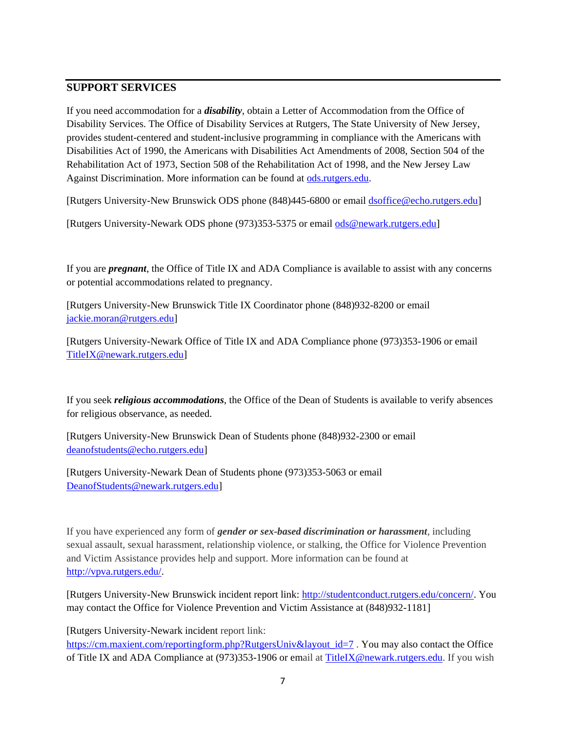## SUPPORT SERVICES

If you need accommodation for a ***disability***, obtain a Letter of Accommodation from the Office of Disability Services. The Office of Disability Services at Rutgers, The State University of New Jersey, provides student-centered and student-inclusive programming in compliance with the Americans with Disabilities Act of 1990, the Americans with Disabilities Act Amendments of 2008, Section 504 of the Rehabilitation Act of 1973, Section 508 of the Rehabilitation Act of 1998, and the New Jersey Law Against Discrimination. More information can be found at [ods.rutgers.edu](ods.rutgers.edu).

[Rutgers University-New Brunswick ODS phone (848)445-6800 or email [dsoffice@echo.rutgers.edu](mailto:dsoffice@echo.rutgers.edu)]

[Rutgers University-Newark ODS phone (973)353-5375 or email [ods@newark.rutgers.edu](mailto:ods@newark.rutgers.edu)]

If you are ***pregnant***, the Office of Title IX and ADA Compliance is available to assist with any concerns or potential accommodations related to pregnancy.

[Rutgers University-New Brunswick Title IX Coordinator phone (848)932-8200 or email [jackie.moran@rutgers.edu](mailto:jackie.moran@rutgers.edu)]

[Rutgers University-Newark Office of Title IX and ADA Compliance phone (973)353-1906 or email [TitleIX@newark.rutgers.edu](mailto:TitleIX@newark.rutgers.edu)]

If you seek ***religious accommodations***, the Office of the Dean of Students is available to verify absences for religious observance, as needed.

[Rutgers University-New Brunswick Dean of Students phone (848)932-2300 or email [deanofstudents@echo.rutgers.edu](mailto:deanofstudents@echo.rutgers.edu)]

[Rutgers University-Newark Dean of Students phone (973)353-5063 or email [DeanofStudents@newark.rutgers.edu](mailto:DeanofStudents@newark.rutgers.edu)]

If you have experienced any form of ***gender or sex-based discrimination or harassment***, including sexual assault, sexual harassment, relationship violence, or stalking, the Office for Violence Prevention and Victim Assistance provides help and support. More information can be found at [http://vpva.rutgers.edu/](http://vpva.rutgers.edu/).

[Rutgers University-New Brunswick incident report link: [http://studentconduct.rutgers.edu/concern/](http://studentconduct.rutgers.edu/concern/). You may contact the Office for Violence Prevention and Victim Assistance at (848)932-1181]

[Rutgers University-Newark incident report link: [https://cm.maxient.com/reportingform.php?RutgersUniv&layout_id=7](https://cm.maxient.com/reportingform.php?RutgersUniv&layout_id=7) . You may also contact the Office of Title IX and ADA Compliance at (973)353-1906 or email at [TitleIX@newark.rutgers.edu](mailto:TitleIX@newark.rutgers.edu). If you wish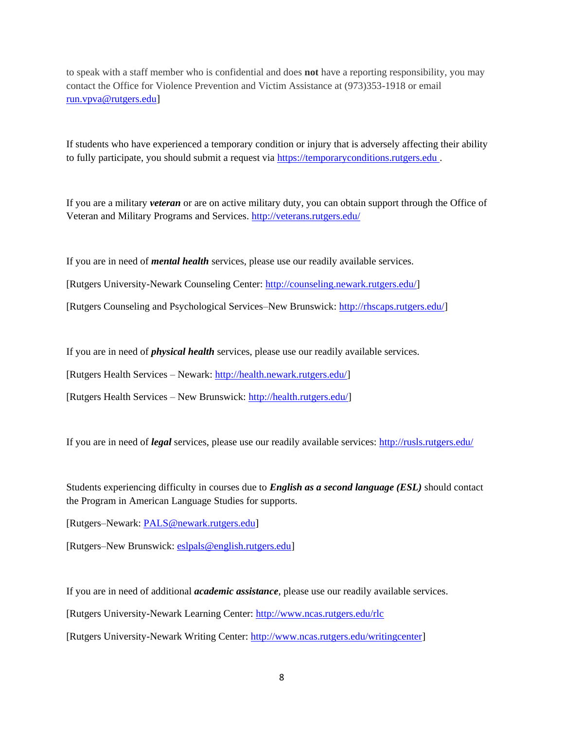to speak with a staff member who is confidential and does **not** have a reporting responsibility, you may contact the Office for Violence Prevention and Victim Assistance at (973)353-1918 or email run.vpva@rutgers.edu]

If students who have experienced a temporary condition or injury that is adversely affecting their ability to fully participate, you should submit a request via https://temporaryconditions.rutgers.edu .

If you are a military ***veteran*** or are on active military duty, you can obtain support through the Office of Veteran and Military Programs and Services. http://veterans.rutgers.edu/

If you are in need of ***mental health*** services, please use our readily available services.

[Rutgers University-Newark Counseling Center: http://counseling.newark.rutgers.edu/]

[Rutgers Counseling and Psychological Services–New Brunswick: http://rhscaps.rutgers.edu/]

If you are in need of ***physical health*** services, please use our readily available services.

[Rutgers Health Services – Newark: http://health.newark.rutgers.edu/]

[Rutgers Health Services – New Brunswick: http://health.rutgers.edu/]

If you are in need of ***legal*** services, please use our readily available services: http://rusls.rutgers.edu/

Students experiencing difficulty in courses due to ***English as a second language (ESL)*** should contact the Program in American Language Studies for supports.

[Rutgers–Newark: PALS@newark.rutgers.edu]

[Rutgers–New Brunswick: eslpals@english.rutgers.edu]

If you are in need of additional ***academic assistance***, please use our readily available services.

[Rutgers University-Newark Learning Center: http://www.ncas.rutgers.edu/rlc

[Rutgers University-Newark Writing Center: http://www.ncas.rutgers.edu/writingcenter]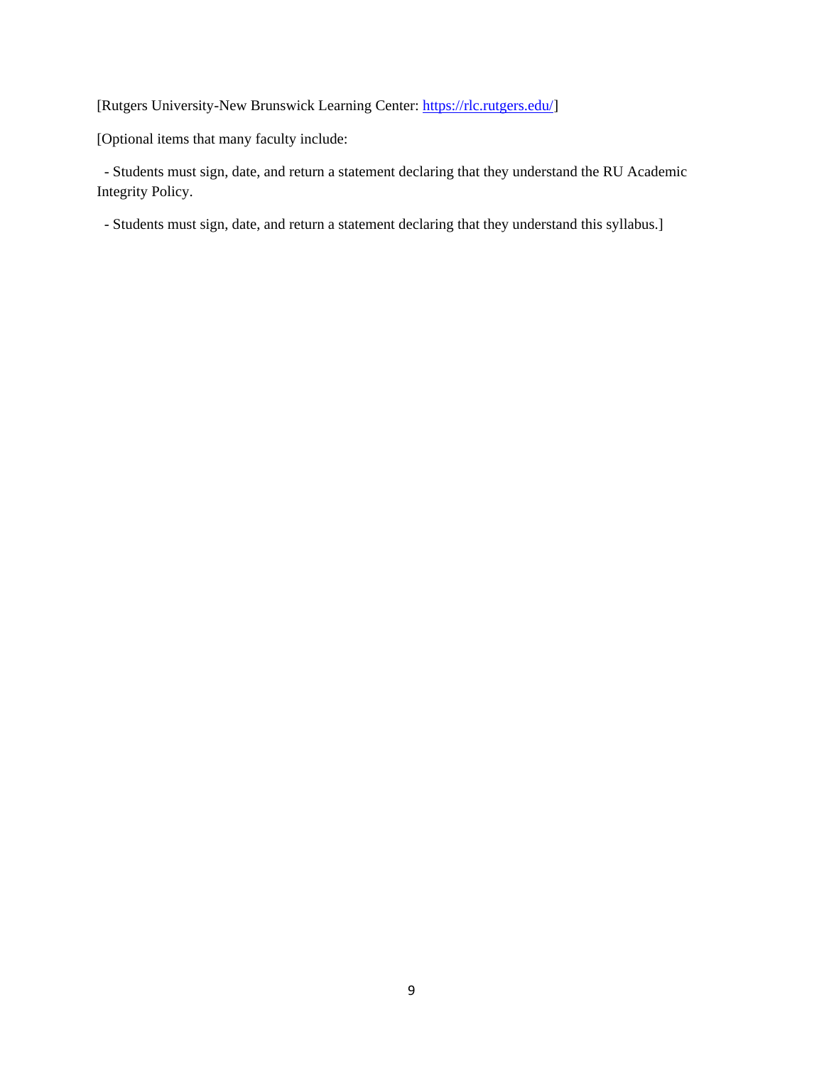[Rutgers University-New Brunswick Learning Center: https://rlc.rutgers.edu/]

[Optional items that many faculty include:

- Students must sign, date, and return a statement declaring that they understand the RU Academic Integrity Policy.

- Students must sign, date, and return a statement declaring that they understand this syllabus.]